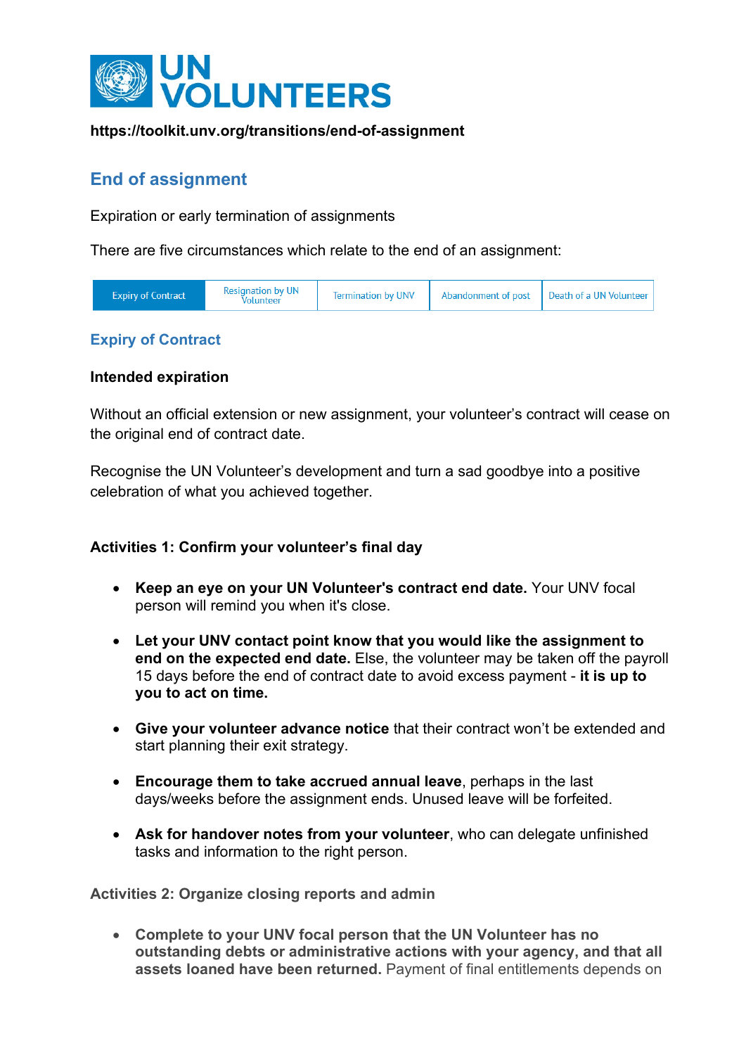**UN VOLUNTEERS**

**https://toolkit.unv.org/transitions/end-of-assignment**

# End of assignment

Expiration or early termination of assignments

There are five circumstances which relate to the end of an assignment:

| Expiry of Contract | Resignation by UN Volunteer | Termination by UNV | Abandonment of post | Death of a UN Volunteer |
|---|---|---|---|---|

## Expiry of Contract

**Intended expiration**

Without an official extension or new assignment, your volunteer's contract will cease on the original end of contract date.

Recognise the UN Volunteer's development and turn a sad goodbye into a positive celebration of what you achieved together.

**Activities 1: Confirm your volunteer's final day**

- **Keep an eye on your UN Volunteer's contract end date.** Your UNV focal person will remind you when it's close.
- **Let your UNV contact point know that you would like the assignment to end on the expected end date.** Else, the volunteer may be taken off the payroll 15 days before the end of contract date to avoid excess payment - **it is up to you to act on time.**
- **Give your volunteer advance notice** that their contract won't be extended and start planning their exit strategy.
- **Encourage them to take accrued annual leave**, perhaps in the last days/weeks before the assignment ends. Unused leave will be forfeited.
- **Ask for handover notes from your volunteer**, who can delegate unfinished tasks and information to the right person.

**Activities 2: Organize closing reports and admin**

- **Complete to your UNV focal person that the UN Volunteer has no outstanding debts or administrative actions with your agency, and that all assets loaned have been returned.** Payment of final entitlements depends on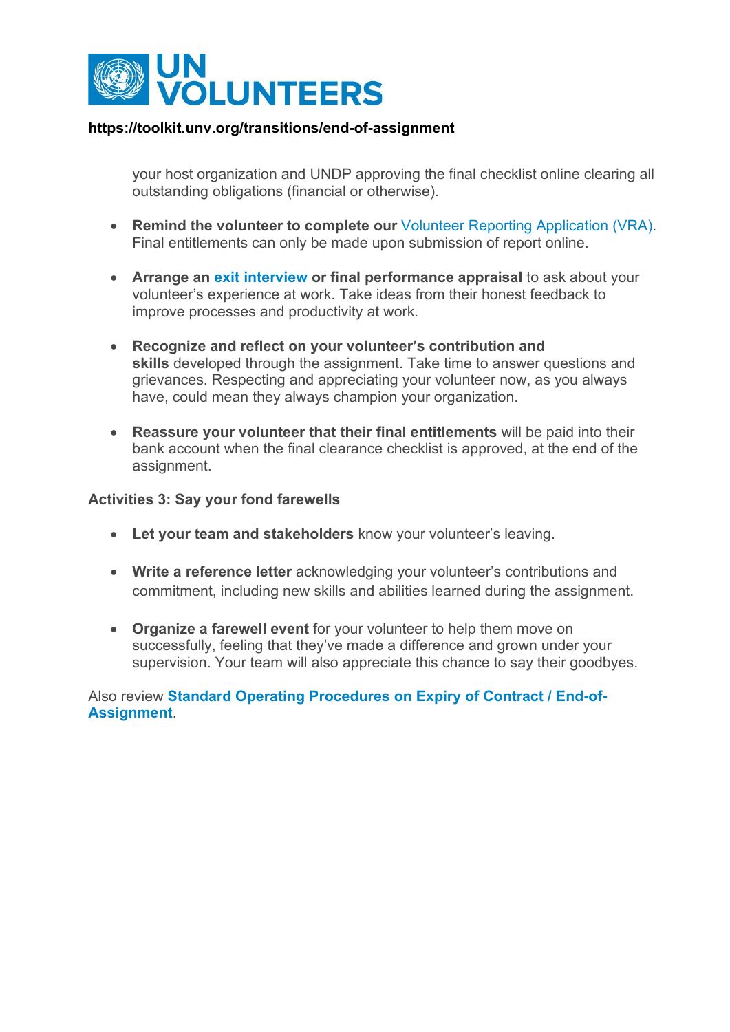your host organization and UNDP approving the final checklist online clearing all outstanding obligations (financial or otherwise).

- **Remind the volunteer to complete our** Volunteer Reporting Application (VRA). Final entitlements can only be made upon submission of report online.

- **Arrange an exit interview or final performance appraisal** to ask about your volunteer's experience at work. Take ideas from their honest feedback to improve processes and productivity at work.

- **Recognize and reflect on your volunteer's contribution and skills** developed through the assignment. Take time to answer questions and grievances. Respecting and appreciating your volunteer now, as you always have, could mean they always champion your organization.

- **Reassure your volunteer that their final entitlements** will be paid into their bank account when the final clearance checklist is approved, at the end of the assignment.

**Activities 3: Say your fond farewells**

- **Let your team and stakeholders** know your volunteer's leaving.

- **Write a reference letter** acknowledging your volunteer's contributions and commitment, including new skills and abilities learned during the assignment.

- **Organize a farewell event** for your volunteer to help them move on successfully, feeling that they've made a difference and grown under your supervision. Your team will also appreciate this chance to say their goodbyes.

Also review **Standard Operating Procedures on Expiry of Contract / End-of-Assignment**.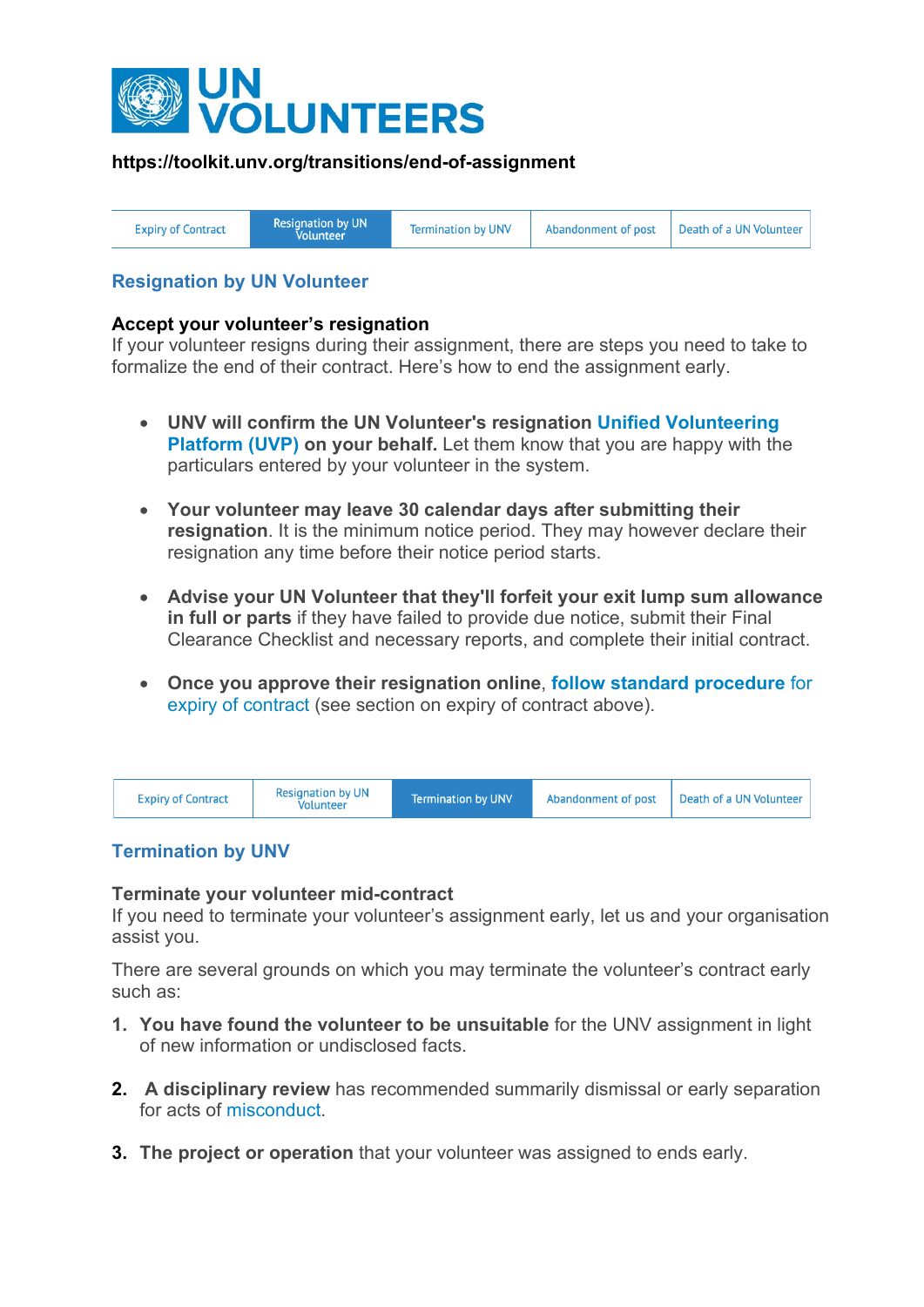# UN VOLUNTEERS

**https://toolkit.unv.org/transitions/end-of-assignment**

| Expiry of Contract | Resignation by UN Volunteer | Termination by UNV | Abandonment of post | Death of a UN Volunteer |
|---|---|---|---|---|

## Resignation by UN Volunteer

**Accept your volunteer's resignation**
If your volunteer resigns during their assignment, there are steps you need to take to formalize the end of their contract. Here's how to end the assignment early.

- **UNV will confirm the UN Volunteer's resignation Unified Volunteering Platform (UVP) on your behalf.** Let them know that you are happy with the particulars entered by your volunteer in the system.
- **Your volunteer may leave 30 calendar days after submitting their resignation**. It is the minimum notice period. They may however declare their resignation any time before their notice period starts.
- **Advise your UN Volunteer that they'll forfeit your exit lump sum allowance in full or parts** if they have failed to provide due notice, submit their Final Clearance Checklist and necessary reports, and complete their initial contract.
- **Once you approve their resignation online**, **follow standard procedure** for expiry of contract (see section on expiry of contract above).

| Expiry of Contract | Resignation by UN Volunteer | Termination by UNV | Abandonment of post | Death of a UN Volunteer |
|---|---|---|---|---|

## Termination by UNV

**Terminate your volunteer mid-contract**
If you need to terminate your volunteer's assignment early, let us and your organisation assist you.

There are several grounds on which you may terminate the volunteer's contract early such as:

1. **You have found the volunteer to be unsuitable** for the UNV assignment in light of new information or undisclosed facts.
2. **A disciplinary review** has recommended summarily dismissal or early separation for acts of misconduct.
3. **The project or operation** that your volunteer was assigned to ends early.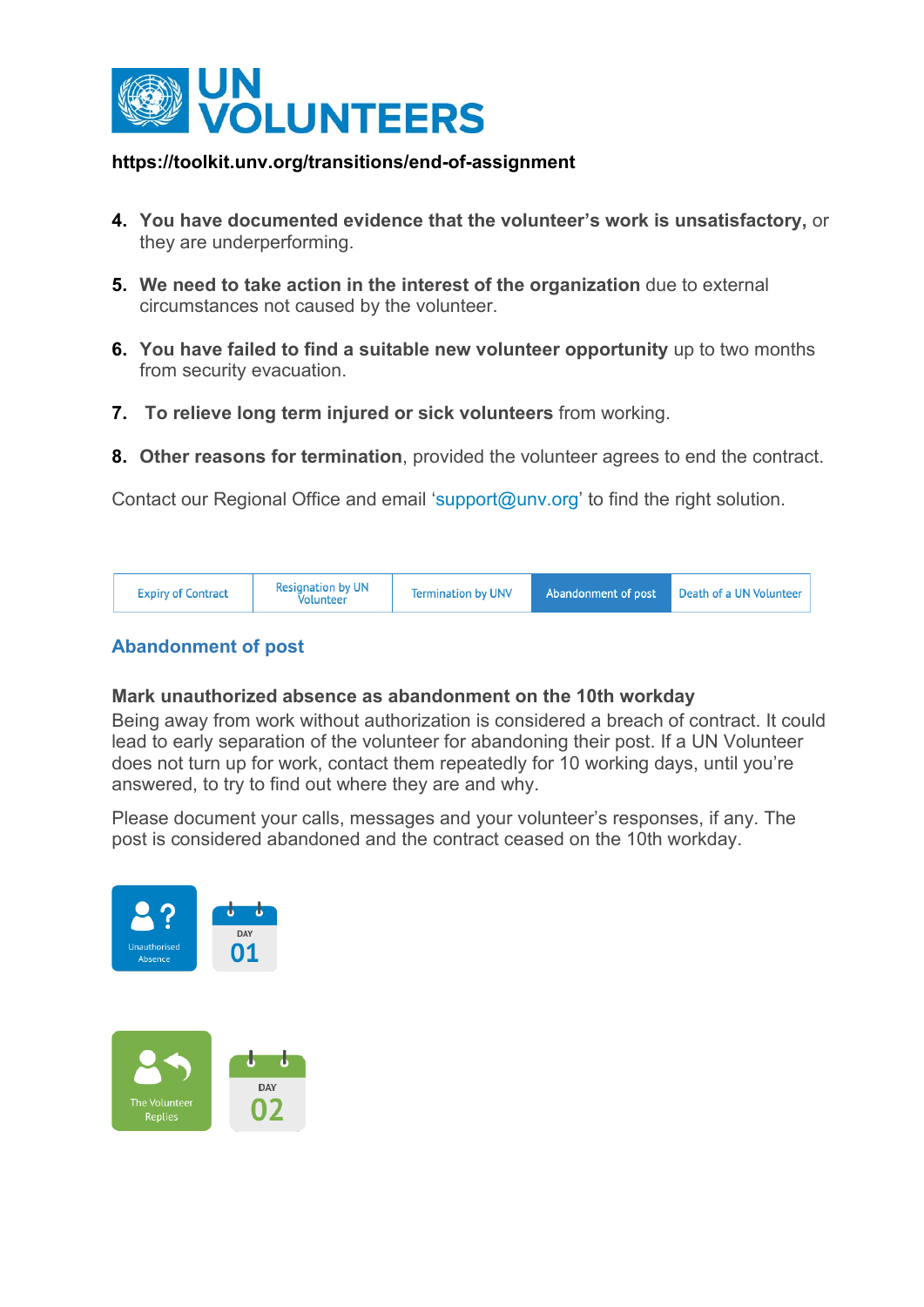https://toolkit.unv.org/transitions/end-of-assignment

4. **You have documented evidence that the volunteer's work is unsatisfactory,** or they are underperforming.

5. **We need to take action in the interest of the organization** due to external circumstances not caused by the volunteer.

6. **You have failed to find a suitable new volunteer opportunity** up to two months from security evacuation.

7. **To relieve long term injured or sick volunteers** from working.

8. **Other reasons for termination**, provided the volunteer agrees to end the contract.

Contact our Regional Office and email 'support@unv.org' to find the right solution.

| Expiry of Contract | Resignation by UN Volunteer | Termination by UNV | Abandonment of post | Death of a UN Volunteer |
|---|---|---|---|---|

## Abandonment of post

### Mark unauthorized absence as abandonment on the 10th workday

Being away from work without authorization is considered a breach of contract. It could lead to early separation of the volunteer for abandoning their post. If a UN Volunteer does not turn up for work, contact them repeatedly for 10 working days, until you're answered, to try to find out where they are and why.

Please document your calls, messages and your volunteer's responses, if any. The post is considered abandoned and the contract ceased on the 10th workday.

Unauthorised Absence — DAY 01

The Volunteer Replies — DAY 02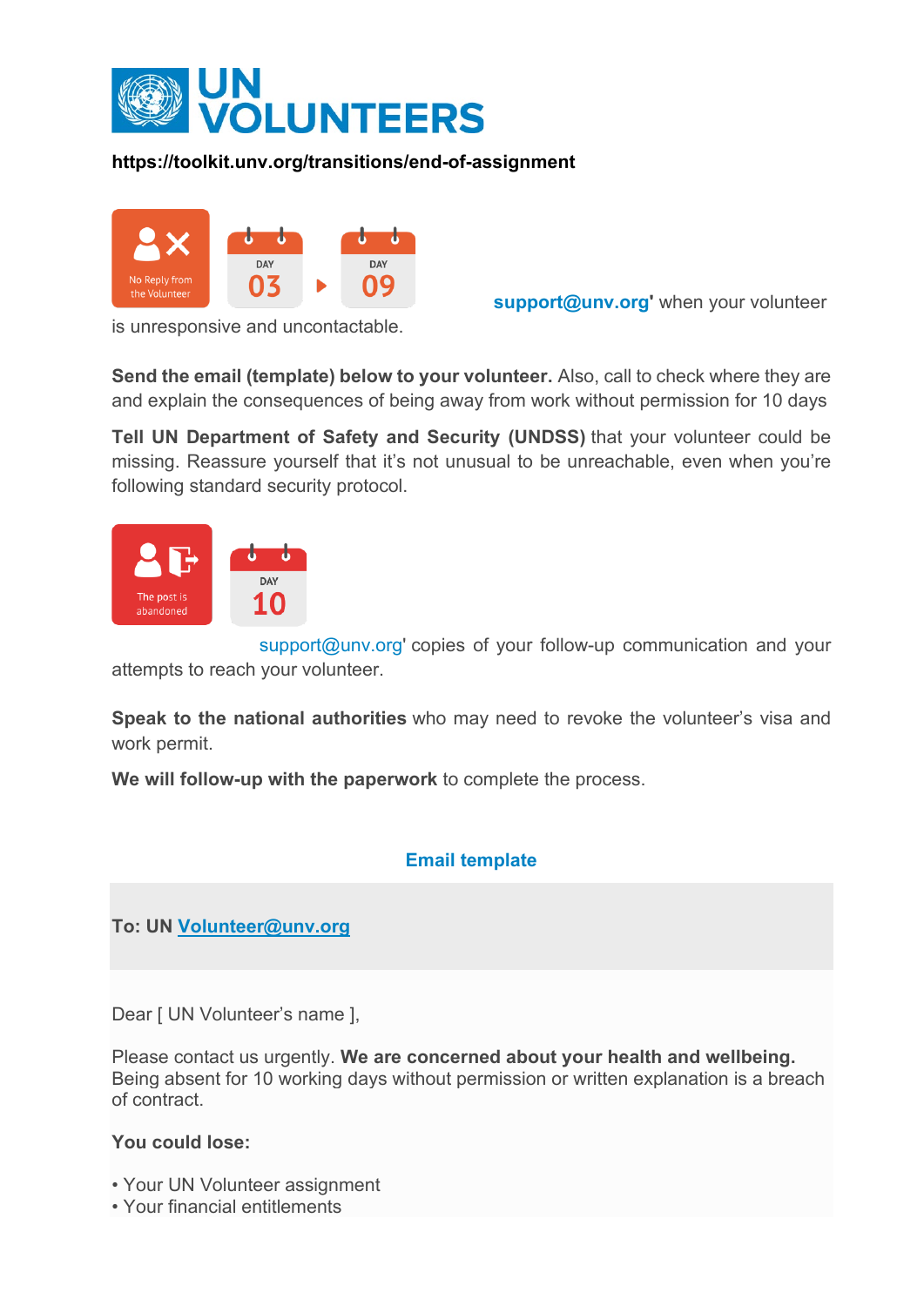# UN VOLUNTEERS

**https://toolkit.unv.org/transitions/end-of-assignment**

No Reply from the Volunteer — DAY 03 ▸ DAY 09

**support@unv.org'** when your volunteer is unresponsive and uncontactable.

**Send the email (template) below to your volunteer.** Also, call to check where they are and explain the consequences of being away from work without permission for 10 days

**Tell UN Department of Safety and Security (UNDSS)** that your volunteer could be missing. Reassure yourself that it's not unusual to be unreachable, even when you're following standard security protocol.

The post is abandoned — DAY 10

support@unv.org' copies of your follow-up communication and your attempts to reach your volunteer.

**Speak to the national authorities** who may need to revoke the volunteer's visa and work permit.

**We will follow-up with the paperwork** to complete the process.

## Email template

**To: UN Volunteer@unv.org**

Dear [ UN Volunteer's name ],

Please contact us urgently. **We are concerned about your health and wellbeing.** Being absent for 10 working days without permission or written explanation is a breach of contract.

**You could lose:**

- Your UN Volunteer assignment
- Your financial entitlements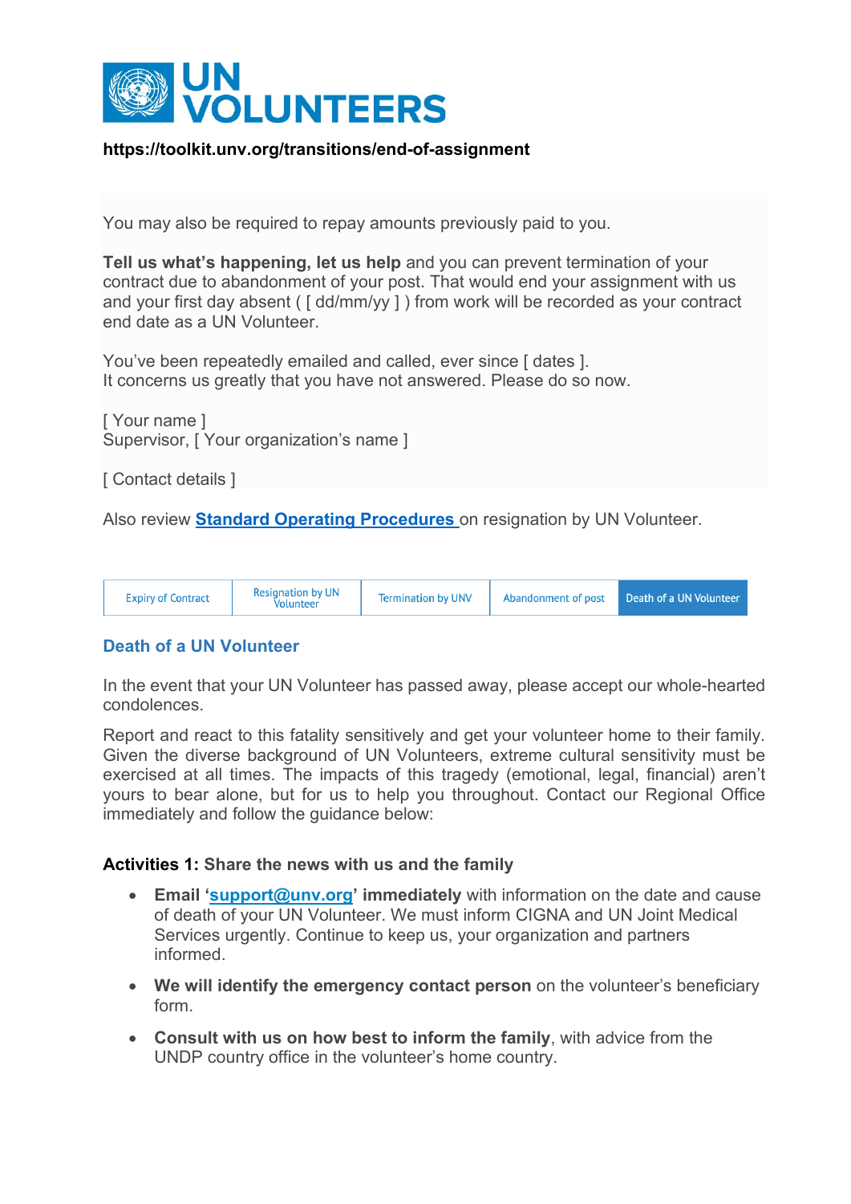https://toolkit.unv.org/transitions/end-of-assignment

You may also be required to repay amounts previously paid to you.

**Tell us what's happening, let us help** and you can prevent termination of your contract due to abandonment of your post. That would end your assignment with us and your first day absent ( [ dd/mm/yy ] ) from work will be recorded as your contract end date as a UN Volunteer.

You've been repeatedly emailed and called, ever since [ dates ].
It concerns us greatly that you have not answered. Please do so now.

[ Your name ]
Supervisor, [ Your organization's name ]

[ Contact details ]

Also review **Standard Operating Procedures** on resignation by UN Volunteer.

| Expiry of Contract | Resignation by UN Volunteer | Termination by UNV | Abandonment of post | Death of a UN Volunteer |
|---|---|---|---|---|

## Death of a UN Volunteer

In the event that your UN Volunteer has passed away, please accept our whole-hearted condolences.

Report and react to this fatality sensitively and get your volunteer home to their family. Given the diverse background of UN Volunteers, extreme cultural sensitivity must be exercised at all times. The impacts of this tragedy (emotional, legal, financial) aren't yours to bear alone, but for us to help you throughout. Contact our Regional Office immediately and follow the guidance below:

### Activities 1: Share the news with us and the family

- **Email 'support@unv.org' immediately** with information on the date and cause of death of your UN Volunteer. We must inform CIGNA and UN Joint Medical Services urgently. Continue to keep us, your organization and partners informed.
- **We will identify the emergency contact person** on the volunteer's beneficiary form.
- **Consult with us on how best to inform the family**, with advice from the UNDP country office in the volunteer's home country.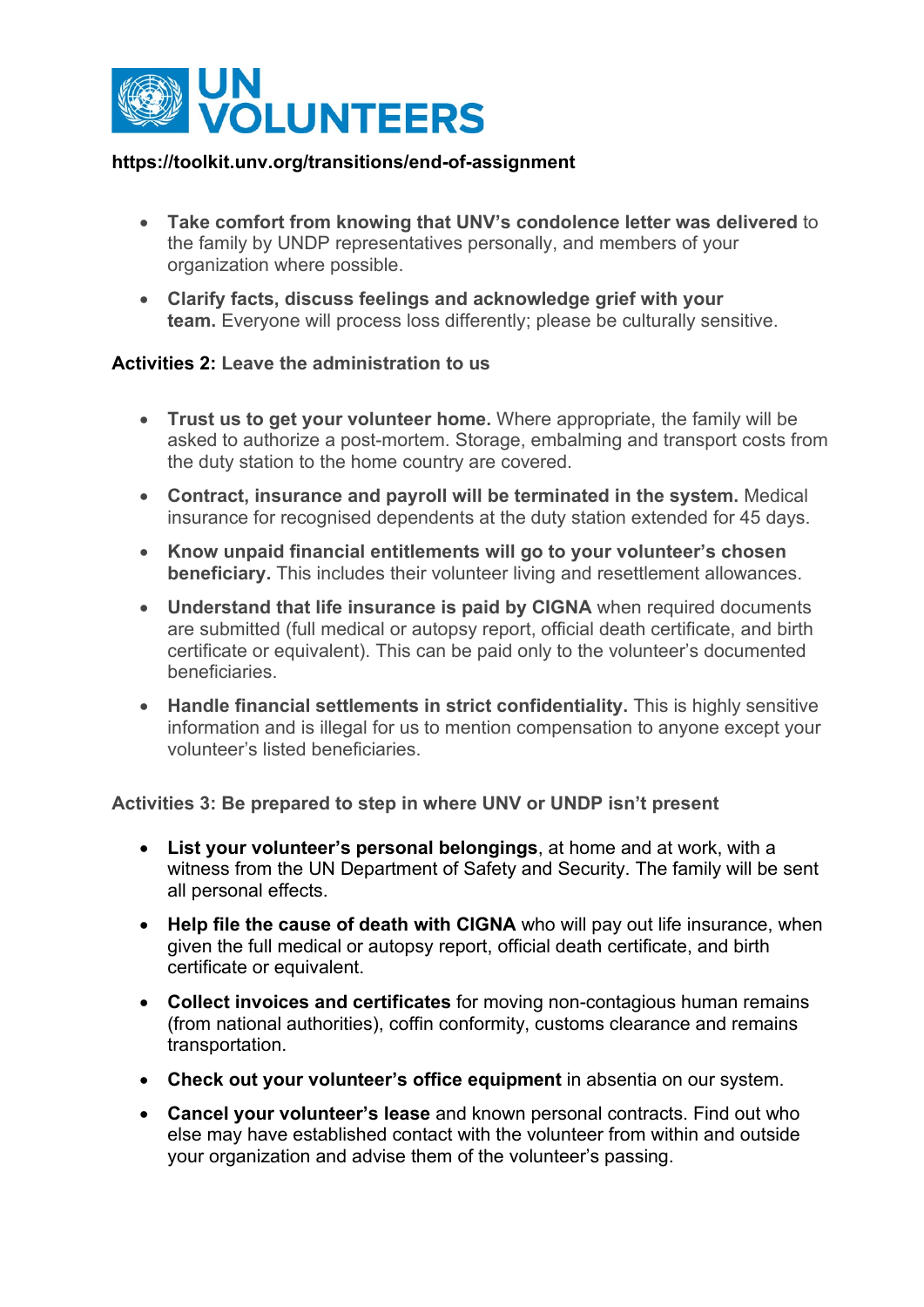**https://toolkit.unv.org/transitions/end-of-assignment**

- **Take comfort from knowing that UNV's condolence letter was delivered** to the family by UNDP representatives personally, and members of your organization where possible.
- **Clarify facts, discuss feelings and acknowledge grief with your team.** Everyone will process loss differently; please be culturally sensitive.

**Activities 2: Leave the administration to us**

- **Trust us to get your volunteer home.** Where appropriate, the family will be asked to authorize a post-mortem. Storage, embalming and transport costs from the duty station to the home country are covered.
- **Contract, insurance and payroll will be terminated in the system.** Medical insurance for recognised dependents at the duty station extended for 45 days.
- **Know unpaid financial entitlements will go to your volunteer's chosen beneficiary.** This includes their volunteer living and resettlement allowances.
- **Understand that life insurance is paid by CIGNA** when required documents are submitted (full medical or autopsy report, official death certificate, and birth certificate or equivalent). This can be paid only to the volunteer's documented beneficiaries.
- **Handle financial settlements in strict confidentiality.** This is highly sensitive information and is illegal for us to mention compensation to anyone except your volunteer's listed beneficiaries.

**Activities 3: Be prepared to step in where UNV or UNDP isn't present**

- **List your volunteer's personal belongings**, at home and at work, with a witness from the UN Department of Safety and Security. The family will be sent all personal effects.
- **Help file the cause of death with CIGNA** who will pay out life insurance, when given the full medical or autopsy report, official death certificate, and birth certificate or equivalent.
- **Collect invoices and certificates** for moving non-contagious human remains (from national authorities), coffin conformity, customs clearance and remains transportation.
- **Check out your volunteer's office equipment** in absentia on our system.
- **Cancel your volunteer's lease** and known personal contracts. Find out who else may have established contact with the volunteer from within and outside your organization and advise them of the volunteer's passing.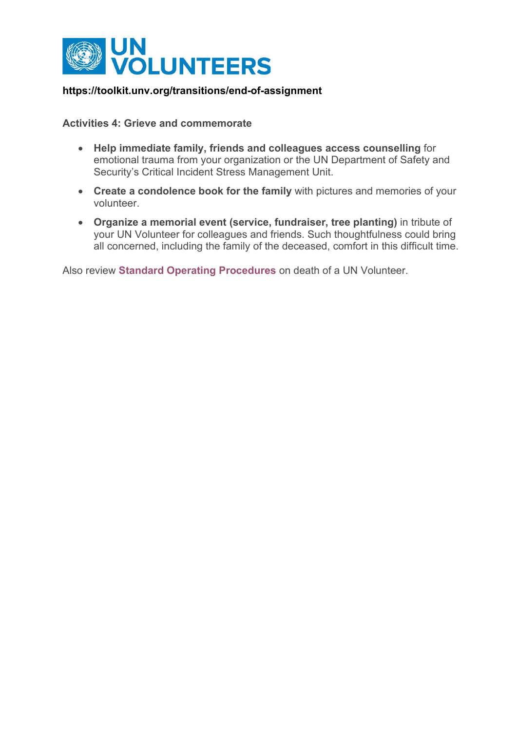**https://toolkit.unv.org/transitions/end-of-assignment**

**Activities 4: Grieve and commemorate**

- **Help immediate family, friends and colleagues access counselling** for emotional trauma from your organization or the UN Department of Safety and Security's Critical Incident Stress Management Unit.
- **Create a condolence book for the family** with pictures and memories of your volunteer.
- **Organize a memorial event (service, fundraiser, tree planting)** in tribute of your UN Volunteer for colleagues and friends. Such thoughtfulness could bring all concerned, including the family of the deceased, comfort in this difficult time.

Also review **Standard Operating Procedures** on death of a UN Volunteer.